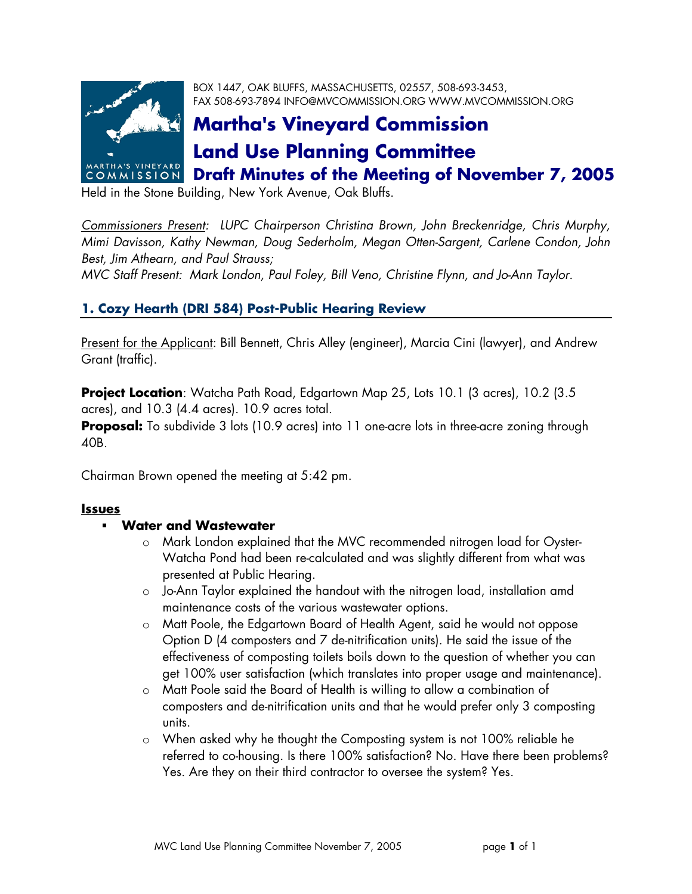BOX 1447, OAK BLUFFS, MASSACHUSETTS, 02557, 508-693-3453,
FAX 508-693-7894 INFO@MVCOMMISSION.ORG WWW.MVCOMMISSION.ORG

# Martha's Vineyard Commission
# Land Use Planning Committee
## Draft Minutes of the Meeting of November 7, 2005

Held in the Stone Building, New York Avenue, Oak Bluffs.

*Commissioners Present: LUPC Chairperson Christina Brown, John Breckenridge, Chris Murphy, Mimi Davisson, Kathy Newman, Doug Sederholm, Megan Otten-Sargent, Carlene Condon, John Best, Jim Athearn, and Paul Strauss;*
*MVC Staff Present: Mark London, Paul Foley, Bill Veno, Christine Flynn, and Jo-Ann Taylor.*

### 1. Cozy Hearth (DRI 584) Post-Public Hearing Review

Present for the Applicant: Bill Bennett, Chris Alley (engineer), Marcia Cini (lawyer), and Andrew Grant (traffic).

**Project Location**: Watcha Path Road, Edgartown Map 25, Lots 10.1 (3 acres), 10.2 (3.5 acres), and 10.3 (4.4 acres). 10.9 acres total.
**Proposal:** To subdivide 3 lots (10.9 acres) into 11 one-acre lots in three-acre zoning through 40B.

Chairman Brown opened the meeting at 5:42 pm.

**Issues**

- **Water and Wastewater**
  - Mark London explained that the MVC recommended nitrogen load for Oyster-Watcha Pond had been re-calculated and was slightly different from what was presented at Public Hearing.
  - Jo-Ann Taylor explained the handout with the nitrogen load, installation amd maintenance costs of the various wastewater options.
  - Matt Poole, the Edgartown Board of Health Agent, said he would not oppose Option D (4 composters and 7 de-nitrification units). He said the issue of the effectiveness of composting toilets boils down to the question of whether you can get 100% user satisfaction (which translates into proper usage and maintenance).
  - Matt Poole said the Board of Health is willing to allow a combination of composters and de-nitrification units and that he would prefer only 3 composting units.
  - When asked why he thought the Composting system is not 100% reliable he referred to co-housing. Is there 100% satisfaction? No. Have there been problems? Yes. Are they on their third contractor to oversee the system? Yes.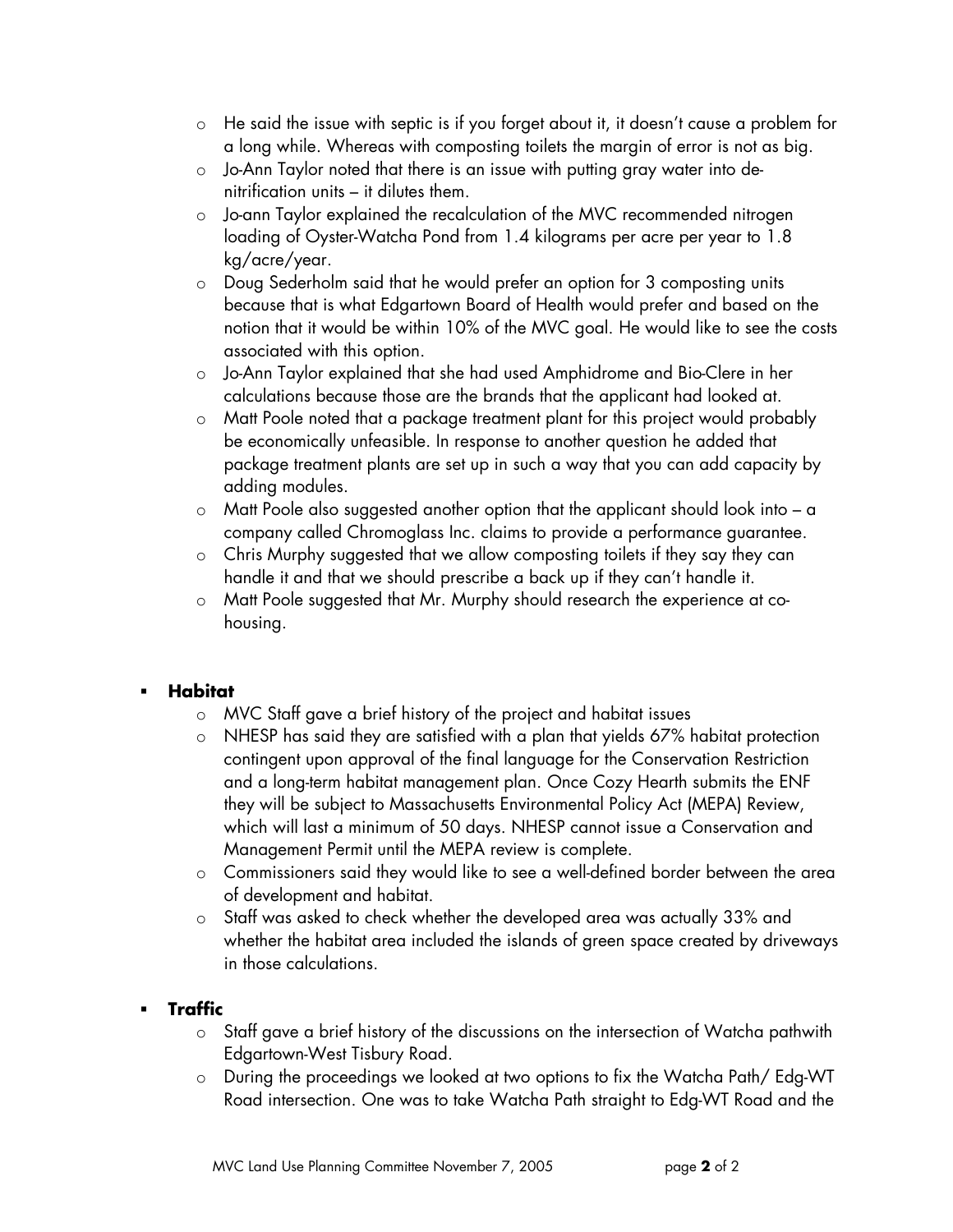- He said the issue with septic is if you forget about it, it doesn't cause a problem for a long while. Whereas with composting toilets the margin of error is not as big.
- Jo-Ann Taylor noted that there is an issue with putting gray water into de-nitrification units – it dilutes them.
- Jo-ann Taylor explained the recalculation of the MVC recommended nitrogen loading of Oyster-Watcha Pond from 1.4 kilograms per acre per year to 1.8 kg/acre/year.
- Doug Sederholm said that he would prefer an option for 3 composting units because that is what Edgartown Board of Health would prefer and based on the notion that it would be within 10% of the MVC goal. He would like to see the costs associated with this option.
- Jo-Ann Taylor explained that she had used Amphidrome and Bio-Clere in her calculations because those are the brands that the applicant had looked at.
- Matt Poole noted that a package treatment plant for this project would probably be economically unfeasible. In response to another question he added that package treatment plants are set up in such a way that you can add capacity by adding modules.
- Matt Poole also suggested another option that the applicant should look into – a company called Chromoglass Inc. claims to provide a performance guarantee.
- Chris Murphy suggested that we allow composting toilets if they say they can handle it and that we should prescribe a back up if they can't handle it.
- Matt Poole suggested that Mr. Murphy should research the experience at co-housing.

- **Habitat**
  - MVC Staff gave a brief history of the project and habitat issues
  - NHESP has said they are satisfied with a plan that yields 67% habitat protection contingent upon approval of the final language for the Conservation Restriction and a long-term habitat management plan. Once Cozy Hearth submits the ENF they will be subject to Massachusetts Environmental Policy Act (MEPA) Review, which will last a minimum of 50 days. NHESP cannot issue a Conservation and Management Permit until the MEPA review is complete.
  - Commissioners said they would like to see a well-defined border between the area of development and habitat.
  - Staff was asked to check whether the developed area was actually 33% and whether the habitat area included the islands of green space created by driveways in those calculations.

- **Traffic**
  - Staff gave a brief history of the discussions on the intersection of Watcha pathwith Edgartown-West Tisbury Road.
  - During the proceedings we looked at two options to fix the Watcha Path/ Edg-WT Road intersection. One was to take Watcha Path straight to Edg-WT Road and the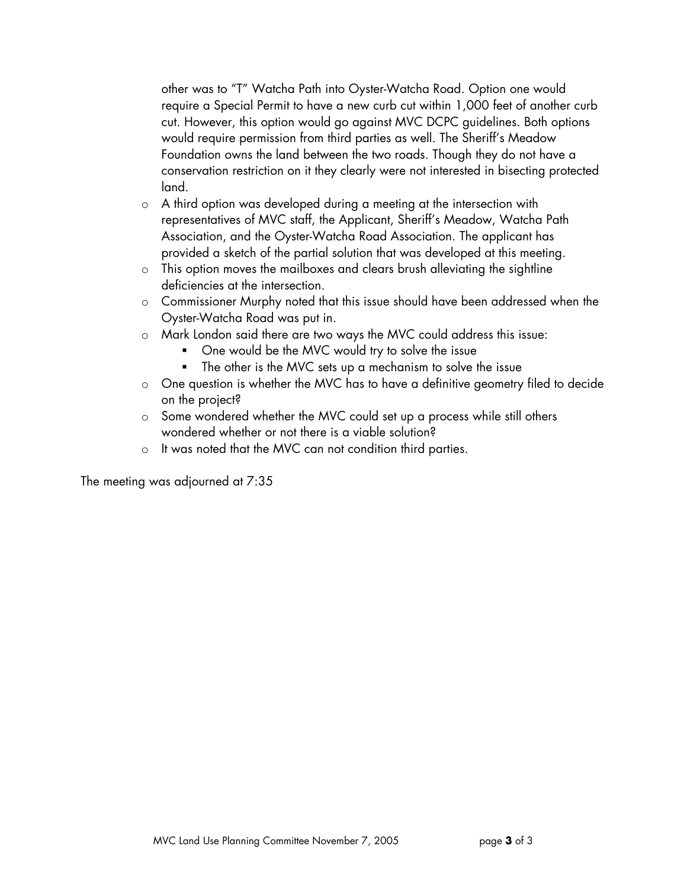other was to "T" Watcha Path into Oyster-Watcha Road. Option one would require a Special Permit to have a new curb cut within 1,000 feet of another curb cut. However, this option would go against MVC DCPC guidelines. Both options would require permission from third parties as well. The Sheriff's Meadow Foundation owns the land between the two roads. Though they do not have a conservation restriction on it they clearly were not interested in bisecting protected land.

- A third option was developed during a meeting at the intersection with representatives of MVC staff, the Applicant, Sheriff's Meadow, Watcha Path Association, and the Oyster-Watcha Road Association. The applicant has provided a sketch of the partial solution that was developed at this meeting.
- This option moves the mailboxes and clears brush alleviating the sightline deficiencies at the intersection.
- Commissioner Murphy noted that this issue should have been addressed when the Oyster-Watcha Road was put in.
- Mark London said there are two ways the MVC could address this issue:
  - One would be the MVC would try to solve the issue
  - The other is the MVC sets up a mechanism to solve the issue
- One question is whether the MVC has to have a definitive geometry filed to decide on the project?
- Some wondered whether the MVC could set up a process while still others wondered whether or not there is a viable solution?
- It was noted that the MVC can not condition third parties.

The meeting was adjourned at 7:35